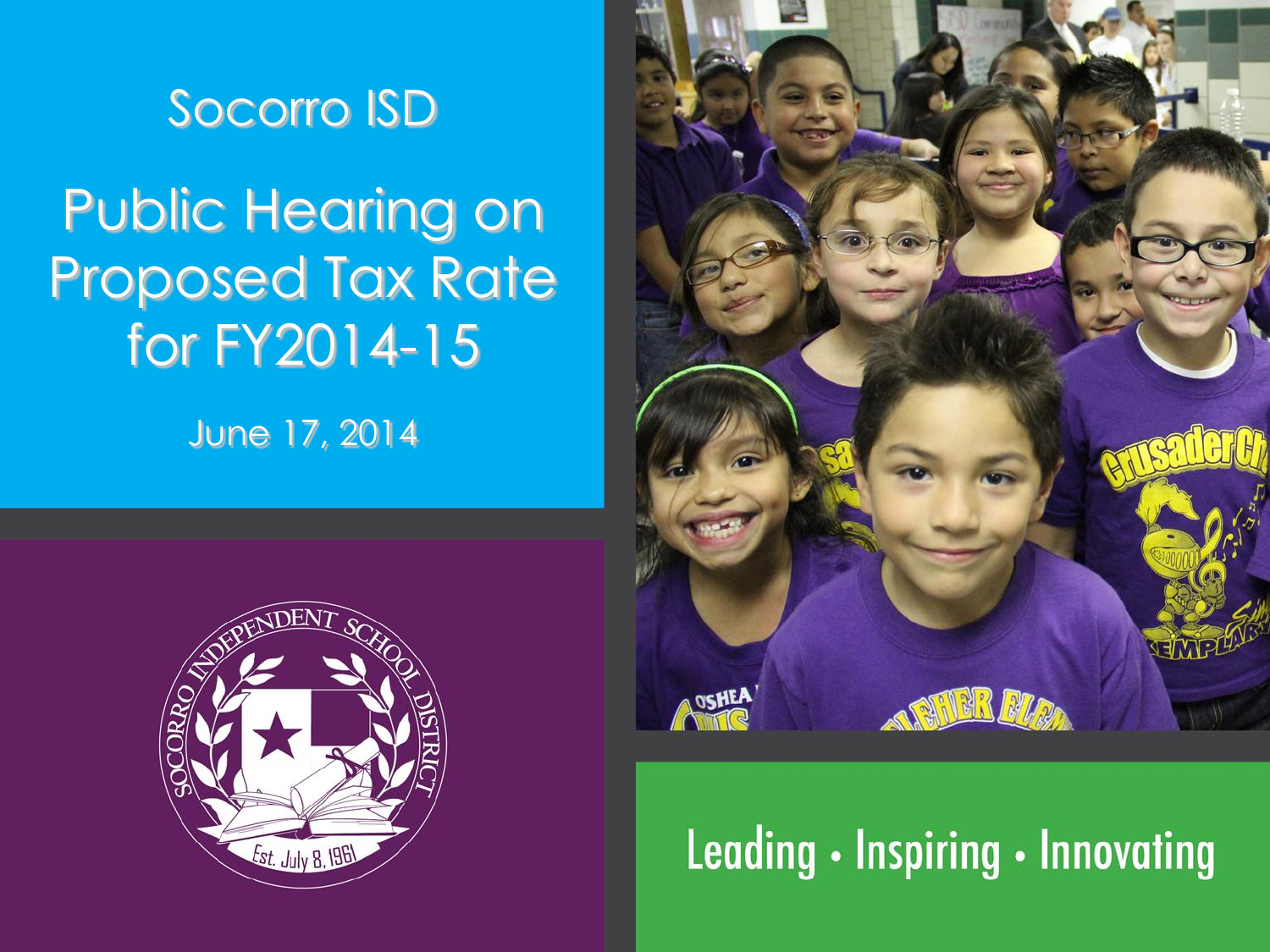# Socorro ISD

## Public Hearing on Proposed Tax Rate for FY2014-15

June 17, 2014

Leading • Inspiring • Innovating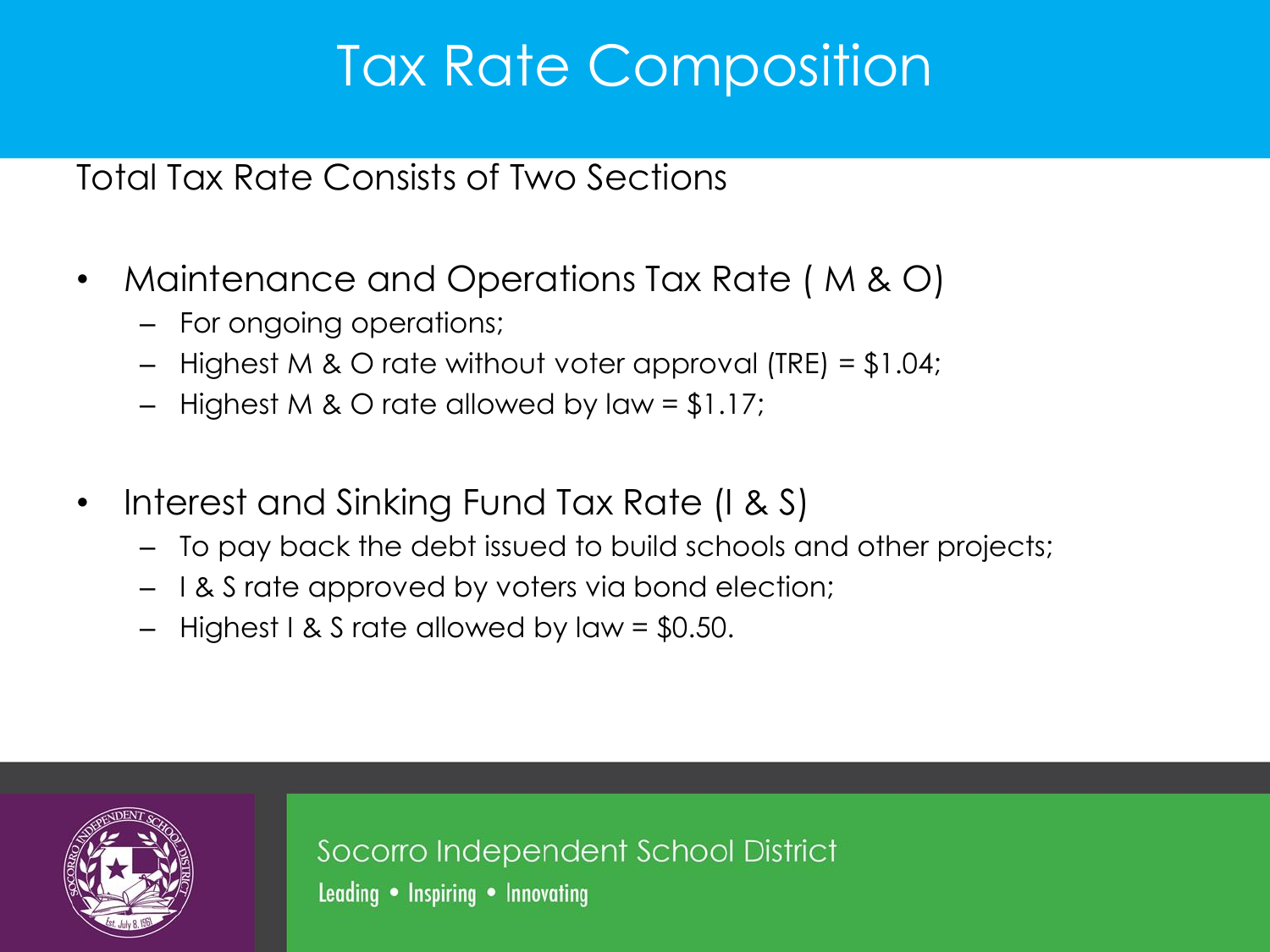# Tax Rate Composition

Total Tax Rate Consists of Two Sections

- Maintenance and Operations Tax Rate ( M & O)
  - For ongoing operations;
  - Highest M & O rate without voter approval (TRE) = $1.04;
  - Highest M & O rate allowed by law = $1.17;

- Interest and Sinking Fund Tax Rate (I & S)
  - To pay back the debt issued to build schools and other projects;
  - I & S rate approved by voters via bond election;
  - Highest I & S rate allowed by law = $0.50.

Socorro Independent School District

Leading • Inspiring • Innovating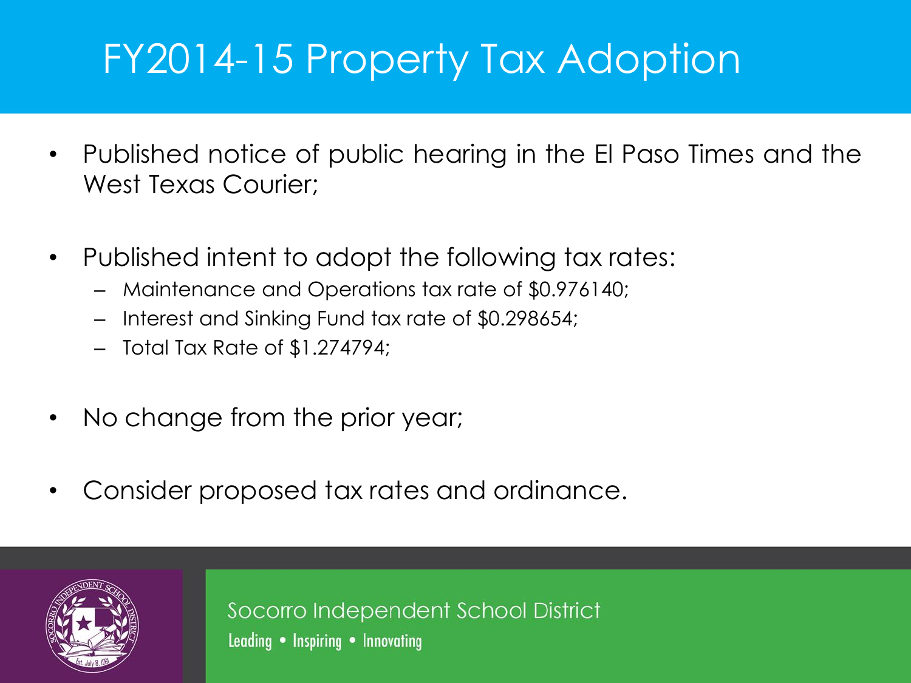# FY2014-15 Property Tax Adoption

- Published notice of public hearing in the El Paso Times and the West Texas Courier;
- Published intent to adopt the following tax rates:
  - Maintenance and Operations tax rate of $0.976140;
  - Interest and Sinking Fund tax rate of $0.298654;
  - Total Tax Rate of $1.274794;
- No change from the prior year;
- Consider proposed tax rates and ordinance.

Socorro Independent School District

Leading • Inspiring • Innovating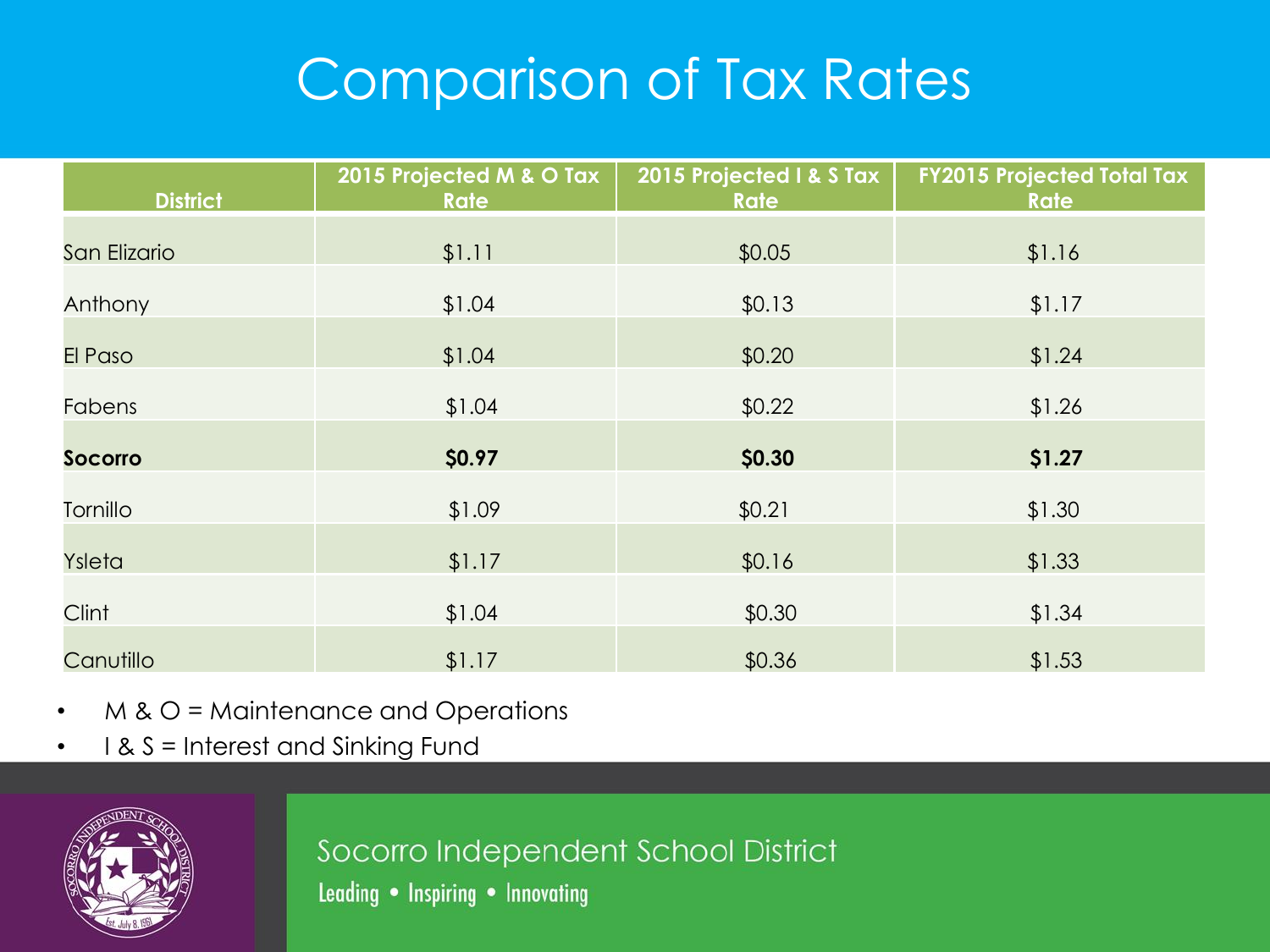# Comparison of Tax Rates

| District | 2015 Projected M & O Tax Rate | 2015 Projected I & S Tax Rate | FY2015 Projected Total Tax Rate |
|---|---|---|---|
| San Elizario | $1.11 | $0.05 | $1.16 |
| Anthony | $1.04 | $0.13 | $1.17 |
| El Paso | $1.04 | $0.20 | $1.24 |
| Fabens | $1.04 | $0.22 | $1.26 |
| **Socorro** | **$0.97** | **$0.30** | **$1.27** |
| Tornillo | $1.09 | $0.21 | $1.30 |
| Ysleta | $1.17 | $0.16 | $1.33 |
| Clint | $1.04 | $0.30 | $1.34 |
| Canutillo | $1.17 | $0.36 | $1.53 |

- M & O = Maintenance and Operations
- I & S = Interest and Sinking Fund

Socorro Independent School District

Leading • Inspiring • Innovating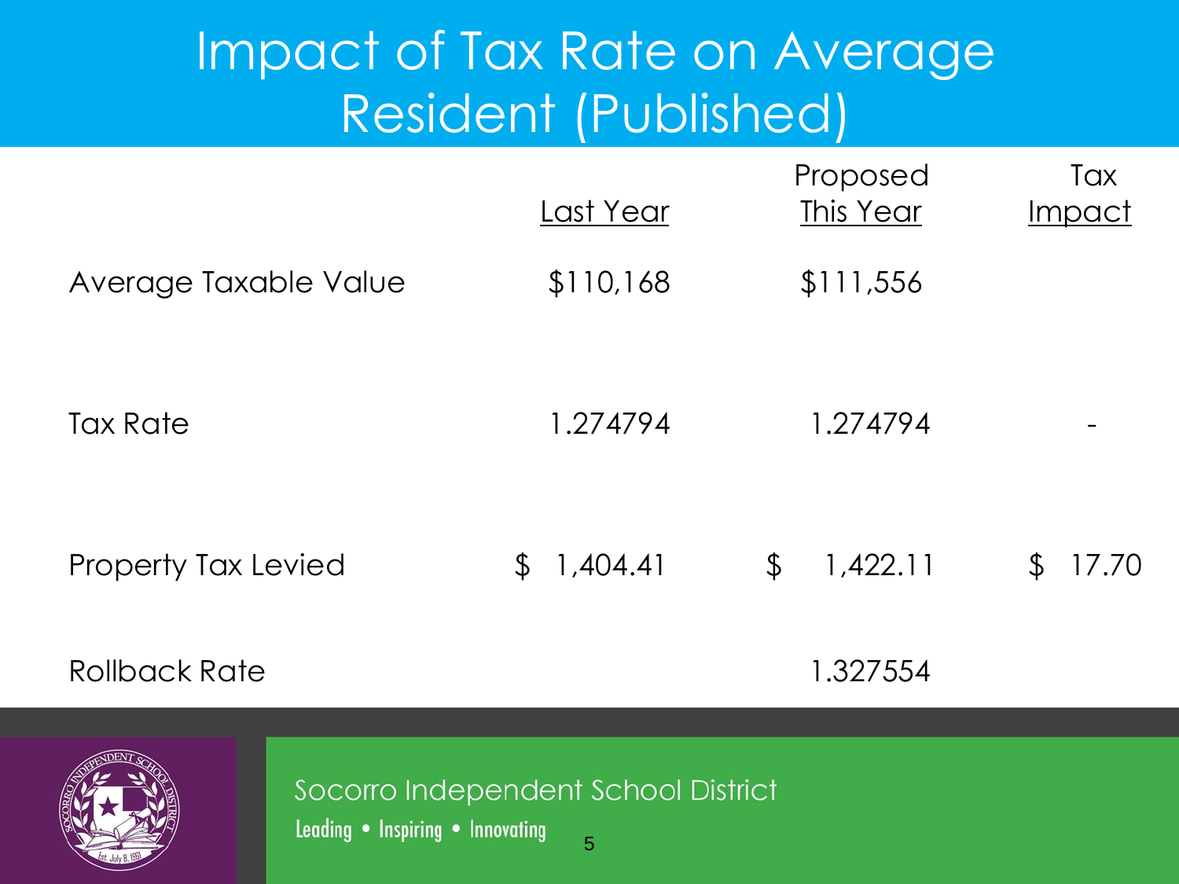# Impact of Tax Rate on Average Resident (Published)

| | Last Year | Proposed This Year | Tax Impact |
|---|---|---|---|
| Average Taxable Value | $110,168 | $111,556 | |
| Tax Rate | 1.274794 | 1.274794 | - |
| Property Tax Levied | $ 1,404.41 | $ 1,422.11 | $ 17.70 |
| Rollback Rate | | 1.327554 | |

Socorro Independent School District

Leading • Inspiring • Innovating